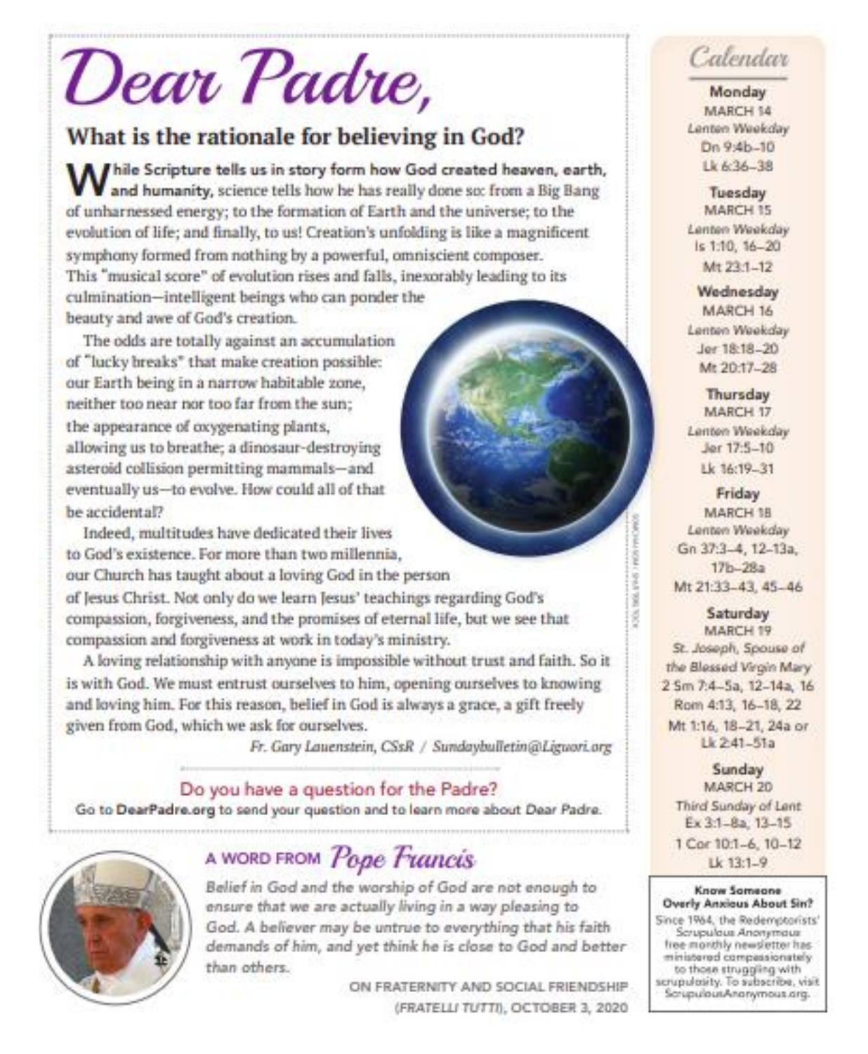# Dear Padre,

## What is the rationale for believing in God?

**While Scripture tells us in story form how God created heaven, earth, and humanity,** science tells how he has really done so: from a Big Bang of unharnessed energy; to the formation of Earth and the universe; to the evolution of life; and finally, to us! Creation's unfolding is like a magnificent symphony formed from nothing by a powerful, omniscient composer. This "musical score" of evolution rises and falls, inexorably leading to its culmination—intelligent beings who can ponder the beauty and awe of God's creation.

The odds are totally against an accumulation of "lucky breaks" that make creation possible: our Earth being in a narrow habitable zone, neither too near nor too far from the sun; the appearance of oxygenating plants, allowing us to breathe; a dinosaur-destroying asteroid collision permitting mammals—and eventually us—to evolve. How could all of that be accidental?

Indeed, multitudes have dedicated their lives to God's existence. For more than two millennia, our Church has taught about a loving God in the person of Jesus Christ. Not only do we learn Jesus' teachings regarding God's compassion, forgiveness, and the promises of eternal life, but we see that compassion and forgiveness at work in today's ministry.

A loving relationship with anyone is impossible without trust and faith. So it is with God. We must entrust ourselves to him, opening ourselves to knowing and loving him. For this reason, belief in God is always a grace, a gift freely given from God, which we ask for ourselves.

*Fr. Gary Lauenstein, CSsR / Sundaybulletin@Liguori.org*

### Do you have a question for the Padre?

Go to **DearPadre.org** to send your question and to learn more about *Dear Padre.*

## A WORD FROM *Pope Francis*

*Belief in God and the worship of God are not enough to ensure that we are actually living in a way pleasing to God. A believer may be untrue to everything that his faith demands of him, and yet think he is close to God and better than others.*

ON FRATERNITY AND SOCIAL FRIENDSHIP (*FRATELLI TUTTI*), OCTOBER 3, 2020

## *Calendar*

**Monday**
MARCH 14
*Lenten Weekday*
Dn 9:4b–10
Lk 6:36–38

**Tuesday**
MARCH 15
*Lenten Weekday*
Is 1:10, 16–20
Mt 23:1–12

**Wednesday**
MARCH 16
*Lenten Weekday*
Jer 18:18–20
Mt 20:17–28

**Thursday**
MARCH 17
*Lenten Weekday*
Jer 17:5–10
Lk 16:19–31

**Friday**
MARCH 18
*Lenten Weekday*
Gn 37:3–4, 12–13a, 17b–28a
Mt 21:33–43, 45–46

**Saturday**
MARCH 19
*St. Joseph, Spouse of the Blessed Virgin Mary*
2 Sm 7:4–5a, 12–14a, 16
Rom 4:13, 16–18, 22
Mt 1:16, 18–21, 24a or Lk 2:41–51a

**Sunday**
MARCH 20
*Third Sunday of Lent*
Ex 3:1–8a, 13–15
1 Cor 10:1–6, 10–12
Lk 13:1–9

**Know Someone Overly Anxious About Sin?**

Since 1964, the Redemptorists' *Scrupulous Anonymous* free monthly newsletter has ministered compassionately to those struggling with scrupulosity. To subscribe, visit ScrupulousAnonymous.org.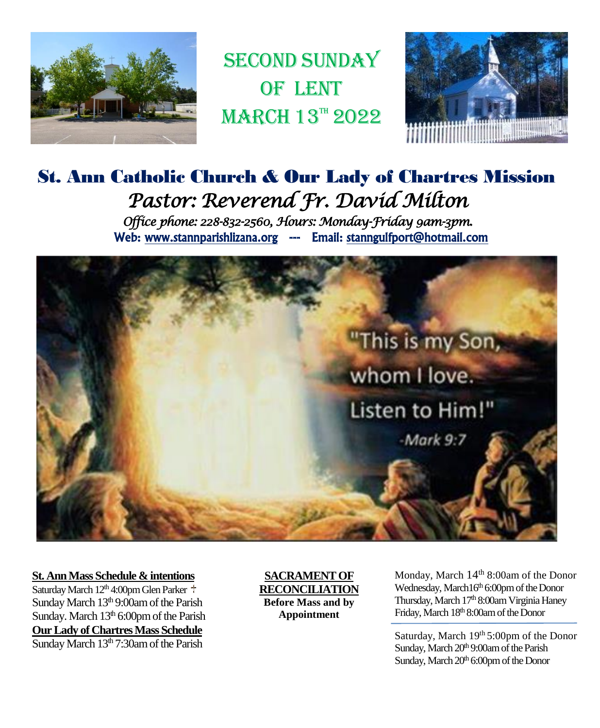# SECOND SUNDAY OF LENT MARCH 13TH 2022

# St. Ann Catholic Church & Our Lady of Chartres Mission

## *Pastor: Reverend Fr. David Milton*

*Office phone: 228-832-2560, Hours: Monday-Friday 9am-3pm.*

**Web: www.stannparishlizana.org --- Email: stanngulfport@hotmail.com**

"This is my Son, whom I love. Listen to Him!"
-Mark 9:7

**St. Ann Mass Schedule & intentions**

Saturday March 12th 4:00pm Glen Parker †
Sunday March 13th 9:00am of the Parish
Sunday. March 13th 6:00pm of the Parish

**Our Lady of Chartres Mass Schedule**

Sunday March 13th 7:30am of the Parish

**SACRAMENT OF RECONCILIATION**
**Before Mass and by Appointment**

Monday, March 14th 8:00am of the Donor
Wednesday, March16th 6:00pm of the Donor
Thursday, March 17th 8:00am Virginia Haney
Friday, March 18th 8:00am of the Donor

Saturday, March 19th 5:00pm of the Donor
Sunday, March 20th 9:00am of the Parish
Sunday, March 20th 6:00pm of the Donor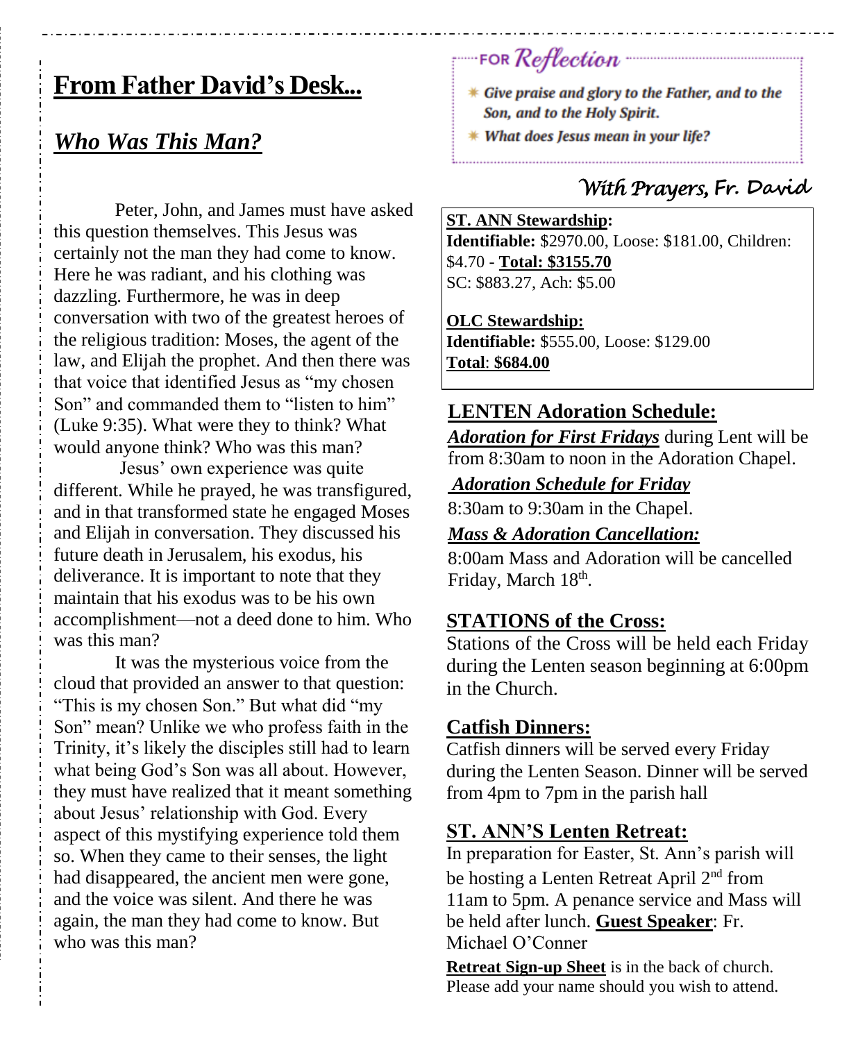# From Father David's Desk...

## *Who Was This Man?*

Peter, John, and James must have asked this question themselves. This Jesus was certainly not the man they had come to know. Here he was radiant, and his clothing was dazzling. Furthermore, he was in deep conversation with two of the greatest heroes of the religious tradition: Moses, the agent of the law, and Elijah the prophet. And then there was that voice that identified Jesus as "my chosen Son" and commanded them to "listen to him" (Luke 9:35). What were they to think? What would anyone think? Who was this man?

Jesus' own experience was quite different. While he prayed, he was transfigured, and in that transformed state he engaged Moses and Elijah in conversation. They discussed his future death in Jerusalem, his exodus, his deliverance. It is important to note that they maintain that his exodus was to be his own accomplishment—not a deed done to him. Who was this man?

It was the mysterious voice from the cloud that provided an answer to that question: "This is my chosen Son." But what did "my Son" mean? Unlike we who profess faith in the Trinity, it's likely the disciples still had to learn what being God's Son was all about. However, they must have realized that it meant something about Jesus' relationship with God. Every aspect of this mystifying experience told them so. When they came to their senses, the light had disappeared, the ancient men were gone, and the voice was silent. And there he was again, the man they had come to know. But who was this man?

### For *Reflection*

- ***Give praise and glory to the Father, and to the Son, and to the Holy Spirit.***
- ***What does Jesus mean in your life?***

*With Prayers, Fr. David*

**ST. ANN Stewardship:**
**Identifiable:** $2970.00, Loose: $181.00, Children: $4.70 - **Total: $3155.70**
SC: $883.27, Ach: $5.00

**OLC Stewardship:**
**Identifiable:** $555.00, Loose: $129.00
**Total**: **$684.00**

## LENTEN Adoration Schedule:

***Adoration for First Fridays*** during Lent will be from 8:30am to noon in the Adoration Chapel.

***Adoration Schedule for Friday***

8:30am to 9:30am in the Chapel.

***Mass & Adoration Cancellation:***

8:00am Mass and Adoration will be cancelled Friday, March 18th.

## STATIONS of the Cross:

Stations of the Cross will be held each Friday during the Lenten season beginning at 6:00pm in the Church.

## Catfish Dinners:

Catfish dinners will be served every Friday during the Lenten Season. Dinner will be served from 4pm to 7pm in the parish hall

## ST. ANN'S Lenten Retreat:

In preparation for Easter, St. Ann's parish will be hosting a Lenten Retreat April 2nd from 11am to 5pm. A penance service and Mass will be held after lunch. **Guest Speaker**: Fr. Michael O'Conner

**Retreat Sign-up Sheet** is in the back of church. Please add your name should you wish to attend.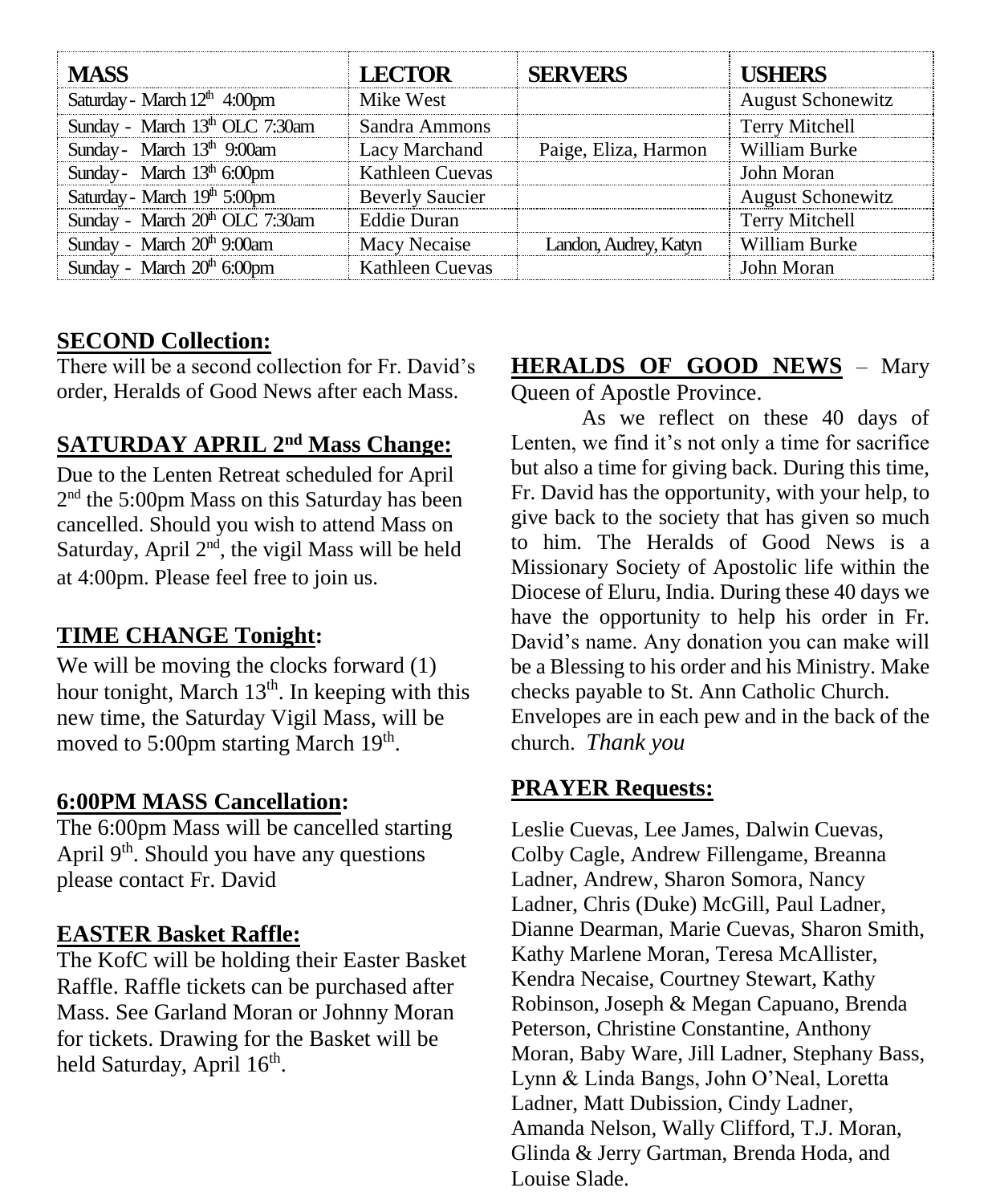| MASS | LECTOR | SERVERS | USHERS |
|---|---|---|---|
| Saturday - March 12th 4:00pm | Mike West | | August Schonewitz |
| Sunday - March 13th OLC 7:30am | Sandra Ammons | | Terry Mitchell |
| Sunday - March 13th 9:00am | Lacy Marchand | Paige, Eliza, Harmon | William Burke |
| Sunday - March 13th 6:00pm | Kathleen Cuevas | | John Moran |
| Saturday - March 19th 5:00pm | Beverly Saucier | | August Schonewitz |
| Sunday - March 20th OLC 7:30am | Eddie Duran | | Terry Mitchell |
| Sunday - March 20th 9:00am | Macy Necaise | Landon, Audrey, Katyn | William Burke |
| Sunday - March 20th 6:00pm | Kathleen Cuevas | | John Moran |

## SECOND Collection:

There will be a second collection for Fr. David's order, Heralds of Good News after each Mass.

## SATURDAY APRIL 2nd Mass Change:

Due to the Lenten Retreat scheduled for April 2nd the 5:00pm Mass on this Saturday has been cancelled. Should you wish to attend Mass on Saturday, April 2nd, the vigil Mass will be held at 4:00pm. Please feel free to join us.

## TIME CHANGE Tonight:

We will be moving the clocks forward (1) hour tonight, March 13th. In keeping with this new time, the Saturday Vigil Mass, will be moved to 5:00pm starting March 19th.

## 6:00PM MASS Cancellation:

The 6:00pm Mass will be cancelled starting April 9th. Should you have any questions please contact Fr. David

## EASTER Basket Raffle:

The KofC will be holding their Easter Basket Raffle. Raffle tickets can be purchased after Mass. See Garland Moran or Johnny Moran for tickets. Drawing for the Basket will be held Saturday, April 16th.

**HERALDS OF GOOD NEWS** – Mary Queen of Apostle Province.

As we reflect on these 40 days of Lenten, we find it's not only a time for sacrifice but also a time for giving back. During this time, Fr. David has the opportunity, with your help, to give back to the society that has given so much to him. The Heralds of Good News is a Missionary Society of Apostolic life within the Diocese of Eluru, India. During these 40 days we have the opportunity to help his order in Fr. David's name. Any donation you can make will be a Blessing to his order and his Ministry. Make checks payable to St. Ann Catholic Church. Envelopes are in each pew and in the back of the church. *Thank you*

## PRAYER Requests:

Leslie Cuevas, Lee James, Dalwin Cuevas, Colby Cagle, Andrew Fillengame, Breanna Ladner, Andrew, Sharon Somora, Nancy Ladner, Chris (Duke) McGill, Paul Ladner, Dianne Dearman, Marie Cuevas, Sharon Smith, Kathy Marlene Moran, Teresa McAllister, Kendra Necaise, Courtney Stewart, Kathy Robinson, Joseph & Megan Capuano, Brenda Peterson, Christine Constantine, Anthony Moran, Baby Ware, Jill Ladner, Stephany Bass, Lynn & Linda Bangs, John O'Neal, Loretta Ladner, Matt Dubission, Cindy Ladner, Amanda Nelson, Wally Clifford, T.J. Moran, Glinda & Jerry Gartman, Brenda Hoda, and Louise Slade.